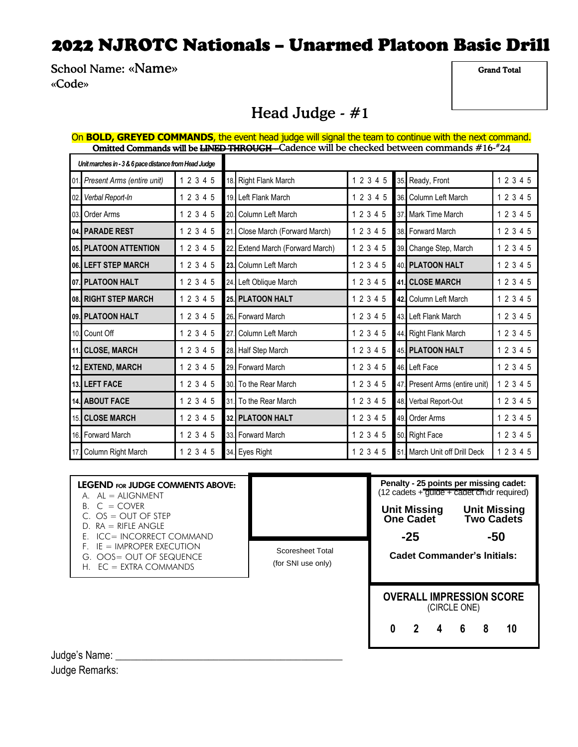# 2022 NJROTC Nationals – Unarmed Platoon Basic Drill

School Name: «Name»
«Code»

| Grand Total |
|---|
| |

## Head Judge - #1

On **BOLD, GREYED COMMANDS**, the event head judge will signal the team to continue with the next command.
**Omitted Commands will be ~~LINED THROUGH~~** Cadence will be checked between commands #16-#24

| *Unit marches in - 3 & 6 pace distance from Head Judge* | | | | | | | | |
|---|---|---|---|---|---|---|---|---|
| 01. | *Present Arms (entire unit)* | 1 2 3 4 5 | 18. | Right Flank March | 1 2 3 4 5 | 35. | Ready, Front | 1 2 3 4 5 |
| 02. | *Verbal Report-In* | 1 2 3 4 5 | 19. | Left Flank March | 1 2 3 4 5 | 36. | Column Left March | 1 2 3 4 5 |
| 03. | Order Arms | 1 2 3 4 5 | 20. | Column Left March | 1 2 3 4 5 | 37. | Mark Time March | 1 2 3 4 5 |
| **04.** | **PARADE REST** | 1 2 3 4 5 | 21. | Close March (Forward March) | 1 2 3 4 5 | 38. | Forward March | 1 2 3 4 5 |
| **05.** | **PLATOON ATTENTION** | 1 2 3 4 5 | 22. | Extend March (Forward March) | 1 2 3 4 5 | 39. | Change Step, March | 1 2 3 4 5 |
| **06.** | **LEFT STEP MARCH** | 1 2 3 4 5 | **23.** | Column Left March | 1 2 3 4 5 | 40. | **PLATOON HALT** | 1 2 3 4 5 |
| **07.** | **PLATOON HALT** | 1 2 3 4 5 | 24. | Left Oblique March | 1 2 3 4 5 | **41.** | **CLOSE MARCH** | 1 2 3 4 5 |
| **08.** | **RIGHT STEP MARCH** | 1 2 3 4 5 | **25.** | **PLATOON HALT** | 1 2 3 4 5 | **42.** | Column Left March | 1 2 3 4 5 |
| **09.** | **PLATOON HALT** | 1 2 3 4 5 | 26. | Forward March | 1 2 3 4 5 | 43. | Left Flank March | 1 2 3 4 5 |
| 10. | Count Off | 1 2 3 4 5 | 27. | Column Left March | 1 2 3 4 5 | 44. | Right Flank March | 1 2 3 4 5 |
| **11.** | **CLOSE, MARCH** | 1 2 3 4 5 | 28. | Half Step March | 1 2 3 4 5 | 45. | **PLATOON HALT** | 1 2 3 4 5 |
| **12.** | **EXTEND, MARCH** | 1 2 3 4 5 | 29. | Forward March | 1 2 3 4 5 | 46. | Left Face | 1 2 3 4 5 |
| **13.** | **LEFT FACE** | 1 2 3 4 5 | 30. | To the Rear March | 1 2 3 4 5 | 47. | Present Arms (entire unit) | 1 2 3 4 5 |
| **14.** | **ABOUT FACE** | 1 2 3 4 5 | 31. | To the Rear March | 1 2 3 4 5 | 48. | Verbal Report-Out | 1 2 3 4 5 |
| 15. | **CLOSE MARCH** | 1 2 3 4 5 | 32. | **PLATOON HALT** | 1 2 3 4 5 | 49. | Order Arms | 1 2 3 4 5 |
| 16. | Forward March | 1 2 3 4 5 | 33. | Forward March | 1 2 3 4 5 | 50. | Right Face | 1 2 3 4 5 |
| 17. | Column Right March | 1 2 3 4 5 | 34. | Eyes Right | 1 2 3 4 5 | 51. | March Unit off Drill Deck | 1 2 3 4 5 |

**LEGEND FOR JUDGE COMMENTS ABOVE:**

A. AL = ALIGNMENT
B. C = COVER
C. OS = OUT OF STEP
D. RA = RIFLE ANGLE
E. ICC= INCORRECT COMMAND
F. IE = IMPROPER EXECUTION
G. OOS= OUT OF SEQUENCE
H. EC = EXTRA COMMANDS

Scoresheet Total
(for SNI use only)

**Penalty - 25 points per missing cadet:**
(12 cadets + guide + cadet cmdr required)

| Unit Missing One Cadet | Unit Missing Two Cadets |
|---|---|
| -25 | -50 |

**Cadet Commander's Initials:**

**OVERALL IMPRESSION SCORE**
(CIRCLE ONE)

**0 2 4 6 8 10**

Judge's Name: ___________________________________________

Judge Remarks: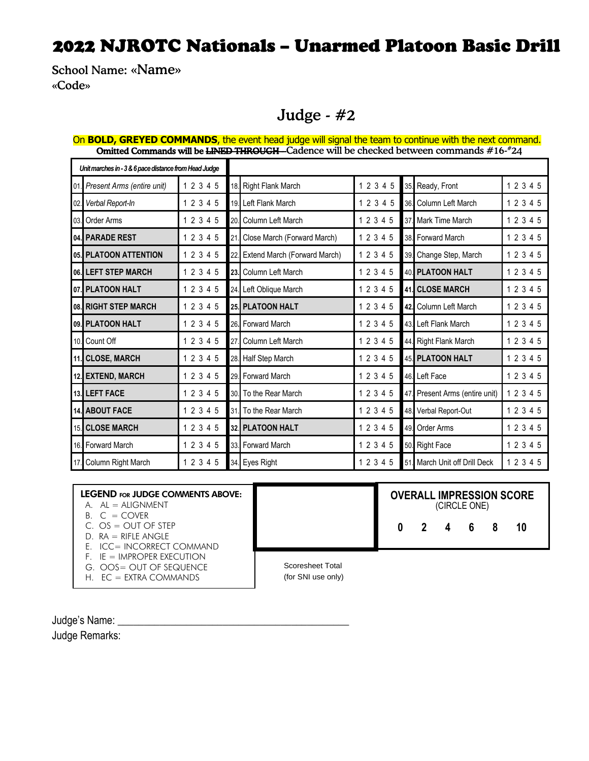# 2022 NJROTC Nationals – Unarmed Platoon Basic Drill

School Name: «Name»
«Code»

## Judge - #2

On **BOLD, GREYED COMMANDS**, the event head judge will signal the team to continue with the next command.
**Omitted Commands will be ~~LINED THROUGH~~** Cadence will be checked between commands #16-#24

| *Unit marches in - 3 & 6 pace distance from Head Judge* | | | | | |
|---|---|---|---|---|---|
| 01. *Present Arms (entire unit)* | 1 2 3 4 5 | 18. Right Flank March | 1 2 3 4 5 | 35. Ready, Front | 1 2 3 4 5 |
| 02. *Verbal Report-In* | 1 2 3 4 5 | 19. Left Flank March | 1 2 3 4 5 | 36. Column Left March | 1 2 3 4 5 |
| 03. Order Arms | 1 2 3 4 5 | 20. Column Left March | 1 2 3 4 5 | 37. Mark Time March | 1 2 3 4 5 |
| **04. PARADE REST** | 1 2 3 4 5 | 21. Close March (Forward March) | 1 2 3 4 5 | 38. Forward March | 1 2 3 4 5 |
| **05. PLATOON ATTENTION** | 1 2 3 4 5 | 22. Extend March (Forward March) | 1 2 3 4 5 | 39. Change Step, March | 1 2 3 4 5 |
| **06. LEFT STEP MARCH** | 1 2 3 4 5 | **23.** Column Left March | 1 2 3 4 5 | 40. **PLATOON HALT** | 1 2 3 4 5 |
| **07. PLATOON HALT** | 1 2 3 4 5 | 24. Left Oblique March | 1 2 3 4 5 | **41. CLOSE MARCH** | 1 2 3 4 5 |
| **08. RIGHT STEP MARCH** | 1 2 3 4 5 | **25. PLATOON HALT** | 1 2 3 4 5 | **42.** Column Left March | 1 2 3 4 5 |
| **09. PLATOON HALT** | 1 2 3 4 5 | 26. Forward March | 1 2 3 4 5 | 43. Left Flank March | 1 2 3 4 5 |
| 10. Count Off | 1 2 3 4 5 | 27. Column Left March | 1 2 3 4 5 | 44. Right Flank March | 1 2 3 4 5 |
| **11. CLOSE, MARCH** | 1 2 3 4 5 | 28. Half Step March | 1 2 3 4 5 | 45. **PLATOON HALT** | 1 2 3 4 5 |
| **12. EXTEND, MARCH** | 1 2 3 4 5 | 29. Forward March | 1 2 3 4 5 | 46. Left Face | 1 2 3 4 5 |
| **13. LEFT FACE** | 1 2 3 4 5 | 30. To the Rear March | 1 2 3 4 5 | 47. Present Arms (entire unit) | 1 2 3 4 5 |
| **14. ABOUT FACE** | 1 2 3 4 5 | 31. To the Rear March | 1 2 3 4 5 | 48. Verbal Report-Out | 1 2 3 4 5 |
| 15. **CLOSE MARCH** | 1 2 3 4 5 | 32. **PLATOON HALT** | 1 2 3 4 5 | 49. Order Arms | 1 2 3 4 5 |
| 16. Forward March | 1 2 3 4 5 | 33. Forward March | 1 2 3 4 5 | 50. Right Face | 1 2 3 4 5 |
| 17. Column Right March | 1 2 3 4 5 | 34. Eyes Right | 1 2 3 4 5 | 51. March Unit off Drill Deck | 1 2 3 4 5 |

**LEGEND FOR JUDGE COMMENTS ABOVE:**

A. AL = ALIGNMENT
B. C = COVER
C. OS = OUT OF STEP
D. RA = RIFLE ANGLE
E. ICC= INCORRECT COMMAND
F. IE = IMPROPER EXECUTION
G. OOS= OUT OF SEQUENCE
H. EC = EXTRA COMMANDS

Scoresheet Total
(for SNI use only)

**OVERALL IMPRESSION SCORE**
(CIRCLE ONE)

**0 2 4 6 8 10**

Judge's Name: ___________________________________________

Judge Remarks: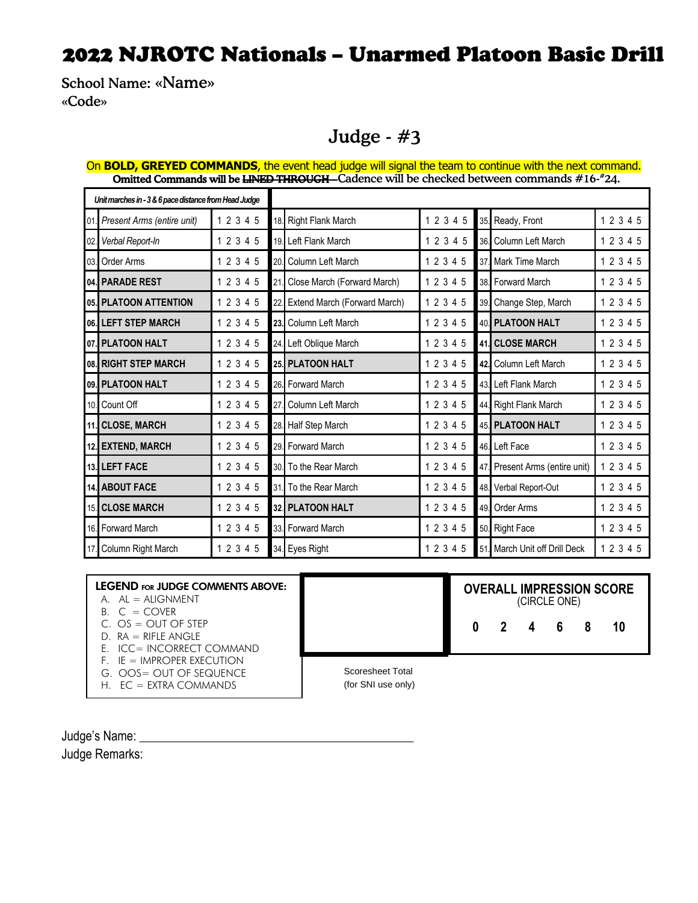# 2022 NJROTC Nationals – Unarmed Platoon Basic Drill

School Name: «Name»
«Code»

## Judge - #3

On **BOLD, GREYED COMMANDS**, the event head judge will signal the team to continue with the next command.
**Omitted Commands will be ~~LINED THROUGH~~** Cadence will be checked between commands #16-#24.

| *Unit marches in - 3 & 6 pace distance from Head Judge* | | | | | |
|---|---|---|---|---|---|
| 01. *Present Arms (entire unit)* | 1 2 3 4 5 | 18. Right Flank March | 1 2 3 4 5 | 35. Ready, Front | 1 2 3 4 5 |
| 02. *Verbal Report-In* | 1 2 3 4 5 | 19. Left Flank March | 1 2 3 4 5 | 36. Column Left March | 1 2 3 4 5 |
| 03. Order Arms | 1 2 3 4 5 | 20. Column Left March | 1 2 3 4 5 | 37. Mark Time March | 1 2 3 4 5 |
| **04. PARADE REST** | 1 2 3 4 5 | 21. Close March (Forward March) | 1 2 3 4 5 | 38. Forward March | 1 2 3 4 5 |
| **05. PLATOON ATTENTION** | 1 2 3 4 5 | 22. Extend March (Forward March) | 1 2 3 4 5 | 39. Change Step, March | 1 2 3 4 5 |
| **06. LEFT STEP MARCH** | 1 2 3 4 5 | **23.** Column Left March | 1 2 3 4 5 | 40. **PLATOON HALT** | 1 2 3 4 5 |
| **07. PLATOON HALT** | 1 2 3 4 5 | 24. Left Oblique March | 1 2 3 4 5 | **41. CLOSE MARCH** | 1 2 3 4 5 |
| **08. RIGHT STEP MARCH** | 1 2 3 4 5 | **25. PLATOON HALT** | 1 2 3 4 5 | **42.** Column Left March | 1 2 3 4 5 |
| **09. PLATOON HALT** | 1 2 3 4 5 | **26.** Forward March | 1 2 3 4 5 | 43. Left Flank March | 1 2 3 4 5 |
| 10. Count Off | 1 2 3 4 5 | 27. Column Left March | 1 2 3 4 5 | 44. Right Flank March | 1 2 3 4 5 |
| **11. CLOSE, MARCH** | 1 2 3 4 5 | 28. Half Step March | 1 2 3 4 5 | 45. **PLATOON HALT** | 1 2 3 4 5 |
| **12. EXTEND, MARCH** | 1 2 3 4 5 | 29. Forward March | 1 2 3 4 5 | 46. Left Face | 1 2 3 4 5 |
| **13. LEFT FACE** | 1 2 3 4 5 | 30. To the Rear March | 1 2 3 4 5 | 47. Present Arms (entire unit) | 1 2 3 4 5 |
| **14. ABOUT FACE** | 1 2 3 4 5 | 31. To the Rear March | 1 2 3 4 5 | 48. Verbal Report-Out | 1 2 3 4 5 |
| 15. **CLOSE MARCH** | 1 2 3 4 5 | **32. PLATOON HALT** | 1 2 3 4 5 | 49. Order Arms | 1 2 3 4 5 |
| 16. Forward March | 1 2 3 4 5 | 33. Forward March | 1 2 3 4 5 | 50. Right Face | 1 2 3 4 5 |
| 17. Column Right March | 1 2 3 4 5 | 34. Eyes Right | 1 2 3 4 5 | 51. March Unit off Drill Deck | 1 2 3 4 5 |

**LEGEND FOR JUDGE COMMENTS ABOVE:**

A. AL = ALIGNMENT
B. C = COVER
C. OS = OUT OF STEP
D. RA = RIFLE ANGLE
E. ICC= INCORRECT COMMAND
F. IE = IMPROPER EXECUTION
G. OOS= OUT OF SEQUENCE
H. EC = EXTRA COMMANDS

Scoresheet Total
(for SNI use only)

**OVERALL IMPRESSION SCORE**
(CIRCLE ONE)

**0 2 4 6 8 10**

Judge's Name: ____________________________________________

Judge Remarks: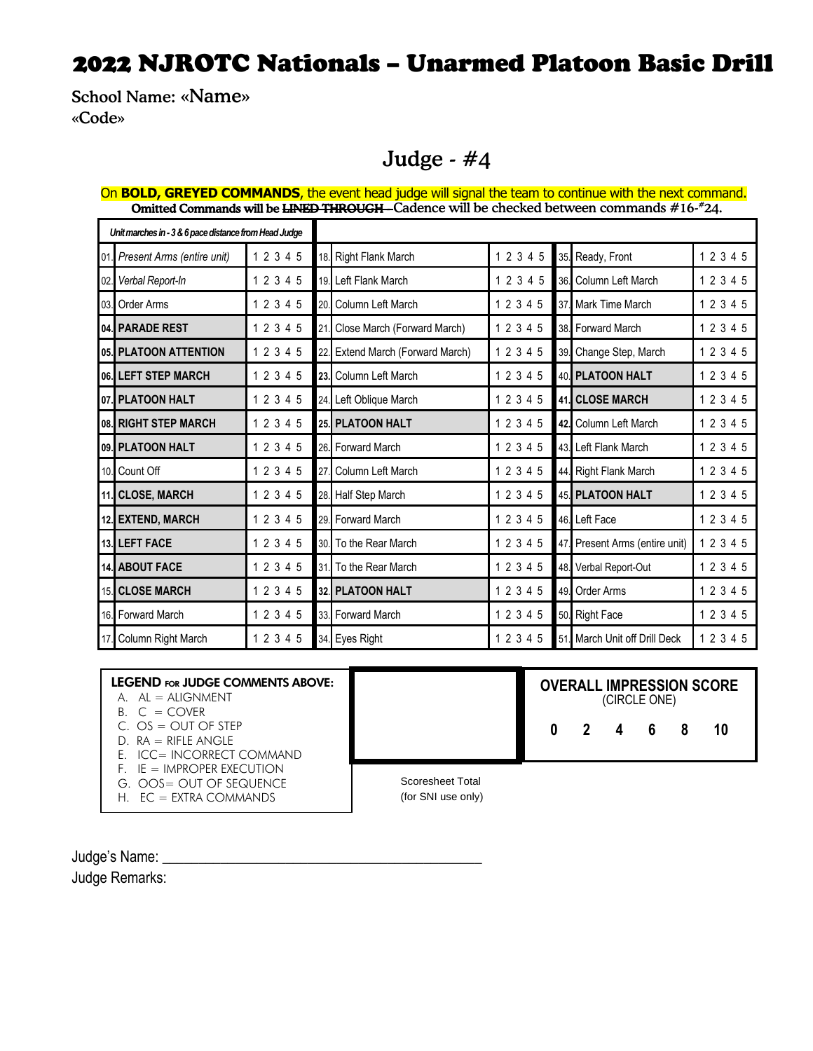# 2022 NJROTC Nationals – Unarmed Platoon Basic Drill

School Name: «Name»
«Code»

## Judge - #4

On **BOLD, GREYED COMMANDS**, the event head judge will signal the team to continue with the next command.
**Omitted Commands will be ~~LINED THROUGH~~** Cadence will be checked between commands #16-#24.

| *Unit marches in - 3 & 6 pace distance from Head Judge* | | | | | |
|---|---|---|---|---|---|
| 01. *Present Arms (entire unit)* | 1 2 3 4 5 | 18. Right Flank March | 1 2 3 4 5 | 35. Ready, Front | 1 2 3 4 5 |
| 02. *Verbal Report-In* | 1 2 3 4 5 | 19. Left Flank March | 1 2 3 4 5 | 36. Column Left March | 1 2 3 4 5 |
| 03. Order Arms | 1 2 3 4 5 | 20. Column Left March | 1 2 3 4 5 | 37. Mark Time March | 1 2 3 4 5 |
| **04. PARADE REST** | 1 2 3 4 5 | 21. Close March (Forward March) | 1 2 3 4 5 | 38. Forward March | 1 2 3 4 5 |
| **05. PLATOON ATTENTION** | 1 2 3 4 5 | 22. Extend March (Forward March) | 1 2 3 4 5 | 39. Change Step, March | 1 2 3 4 5 |
| **06. LEFT STEP MARCH** | 1 2 3 4 5 | **23.** Column Left March | 1 2 3 4 5 | 40. **PLATOON HALT** | 1 2 3 4 5 |
| **07. PLATOON HALT** | 1 2 3 4 5 | 24. Left Oblique March | 1 2 3 4 5 | **41. CLOSE MARCH** | 1 2 3 4 5 |
| **08. RIGHT STEP MARCH** | 1 2 3 4 5 | **25. PLATOON HALT** | 1 2 3 4 5 | **42.** Column Left March | 1 2 3 4 5 |
| **09. PLATOON HALT** | 1 2 3 4 5 | **26.** Forward March | 1 2 3 4 5 | 43. Left Flank March | 1 2 3 4 5 |
| 10. Count Off | 1 2 3 4 5 | 27. Column Left March | 1 2 3 4 5 | 44. Right Flank March | 1 2 3 4 5 |
| **11. CLOSE, MARCH** | 1 2 3 4 5 | 28. Half Step March | 1 2 3 4 5 | 45. **PLATOON HALT** | 1 2 3 4 5 |
| **12. EXTEND, MARCH** | 1 2 3 4 5 | 29. Forward March | 1 2 3 4 5 | 46. Left Face | 1 2 3 4 5 |
| **13. LEFT FACE** | 1 2 3 4 5 | 30. To the Rear March | 1 2 3 4 5 | 47. Present Arms (entire unit) | 1 2 3 4 5 |
| **14. ABOUT FACE** | 1 2 3 4 5 | 31. To the Rear March | 1 2 3 4 5 | 48. Verbal Report-Out | 1 2 3 4 5 |
| 15. **CLOSE MARCH** | 1 2 3 4 5 | **32. PLATOON HALT** | 1 2 3 4 5 | 49. Order Arms | 1 2 3 4 5 |
| 16. Forward March | 1 2 3 4 5 | 33. Forward March | 1 2 3 4 5 | 50. Right Face | 1 2 3 4 5 |
| 17. Column Right March | 1 2 3 4 5 | 34. Eyes Right | 1 2 3 4 5 | 51. March Unit off Drill Deck | 1 2 3 4 5 |

**LEGEND FOR JUDGE COMMENTS ABOVE:**

A. AL = ALIGNMENT
B. C = COVER
C. OS = OUT OF STEP
D. RA = RIFLE ANGLE
E. ICC= INCORRECT COMMAND
F. IE = IMPROPER EXECUTION
G. OOS= OUT OF SEQUENCE
H. EC = EXTRA COMMANDS

Scoresheet Total
(for SNI use only)

**OVERALL IMPRESSION SCORE**
(CIRCLE ONE)

**0 2 4 6 8 10**

Judge's Name: \_\_\_\_\_\_\_\_\_\_\_\_\_\_\_\_\_\_\_\_\_\_\_\_\_\_\_\_\_\_\_\_\_\_\_\_\_\_\_\_\_\_\_\_

Judge Remarks: